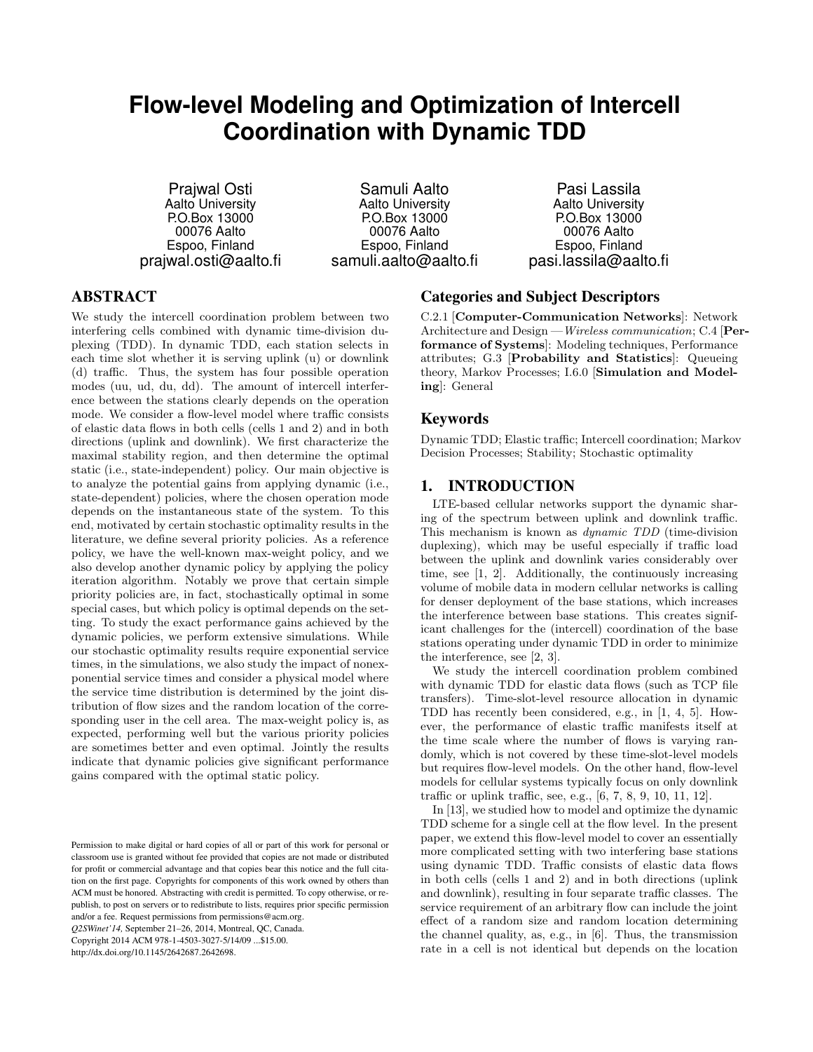# Flow-level Modeling and Optimization of Intercell Coordination with Dynamic TDD

Prajwal Osti
Aalto University
P.O.Box 13000
00076 Aalto
Espoo, Finland
prajwal.osti@aalto.fi

Samuli Aalto
Aalto University
P.O.Box 13000
00076 Aalto
Espoo, Finland
samuli.aalto@aalto.fi

Pasi Lassila
Aalto University
P.O.Box 13000
00076 Aalto
Espoo, Finland
pasi.lassila@aalto.fi

## ABSTRACT

We study the intercell coordination problem between two interfering cells combined with dynamic time-division duplexing (TDD). In dynamic TDD, each station selects in each time slot whether it is serving uplink (u) or downlink (d) traffic. Thus, the system has four possible operation modes (uu, ud, du, dd). The amount of intercell interference between the stations clearly depends on the operation mode. We consider a flow-level model where traffic consists of elastic data flows in both cells (cells 1 and 2) and in both directions (uplink and downlink). We first characterize the maximal stability region, and then determine the optimal static (i.e., state-independent) policy. Our main objective is to analyze the potential gains from applying dynamic (i.e., state-dependent) policies, where the chosen operation mode depends on the instantaneous state of the system. To this end, motivated by certain stochastic optimality results in the literature, we define several priority policies. As a reference policy, we have the well-known max-weight policy, and we also develop another dynamic policy by applying the policy iteration algorithm. Notably we prove that certain simple priority policies are, in fact, stochastically optimal in some special cases, but which policy is optimal depends on the setting. To study the exact performance gains achieved by the dynamic policies, we perform extensive simulations. While our stochastic optimality results require exponential service times, in the simulations, we also study the impact of nonexponential service times and consider a physical model where the service time distribution is determined by the joint distribution of flow sizes and the random location of the corresponding user in the cell area. The max-weight policy is, as expected, performing well but the various priority policies are sometimes better and even optimal. Jointly the results indicate that dynamic policies give significant performance gains compared with the optimal static policy.

Permission to make digital or hard copies of all or part of this work for personal or classroom use is granted without fee provided that copies are not made or distributed for profit or commercial advantage and that copies bear this notice and the full citation on the first page. Copyrights for components of this work owned by others than ACM must be honored. Abstracting with credit is permitted. To copy otherwise, or republish, to post on servers or to redistribute to lists, requires prior specific permission and/or a fee. Request permissions from permissions@acm.org.
*Q2SWinet'14,* September 21–26, 2014, Montreal, QC, Canada.
Copyright 2014 ACM 978-1-4503-3027-5/14/09 ...$15.00.
http://dx.doi.org/10.1145/2642687.2642698.

## Categories and Subject Descriptors

C.2.1 [**Computer-Communication Networks**]: Network Architecture and Design —*Wireless communication*; C.4 [**Performance of Systems**]: Modeling techniques, Performance attributes; G.3 [**Probability and Statistics**]: Queueing theory, Markov Processes; I.6.0 [**Simulation and Modeling**]: General

## Keywords

Dynamic TDD; Elastic traffic; Intercell coordination; Markov Decision Processes; Stability; Stochastic optimality

## 1. INTRODUCTION

LTE-based cellular networks support the dynamic sharing of the spectrum between uplink and downlink traffic. This mechanism is known as *dynamic TDD* (time-division duplexing), which may be useful especially if traffic load between the uplink and downlink varies considerably over time, see [1, 2]. Additionally, the continuously increasing volume of mobile data in modern cellular networks is calling for denser deployment of the base stations, which increases the interference between base stations. This creates significant challenges for the (intercell) coordination of the base stations operating under dynamic TDD in order to minimize the interference, see [2, 3].

We study the intercell coordination problem combined with dynamic TDD for elastic data flows (such as TCP file transfers). Time-slot-level resource allocation in dynamic TDD has recently been considered, e.g., in [1, 4, 5]. However, the performance of elastic traffic manifests itself at the time scale where the number of flows is varying randomly, which is not covered by these time-slot-level models but requires flow-level models. On the other hand, flow-level models for cellular systems typically focus on only downlink traffic or uplink traffic, see, e.g., [6, 7, 8, 9, 10, 11, 12].

In [13], we studied how to model and optimize the dynamic TDD scheme for a single cell at the flow level. In the present paper, we extend this flow-level model to cover an essentially more complicated setting with two interfering base stations using dynamic TDD. Traffic consists of elastic data flows in both cells (cells 1 and 2) and in both directions (uplink and downlink), resulting in four separate traffic classes. The service requirement of an arbitrary flow can include the joint effect of a random size and random location determining the channel quality, as, e.g., in [6]. Thus, the transmission rate in a cell is not identical but depends on the location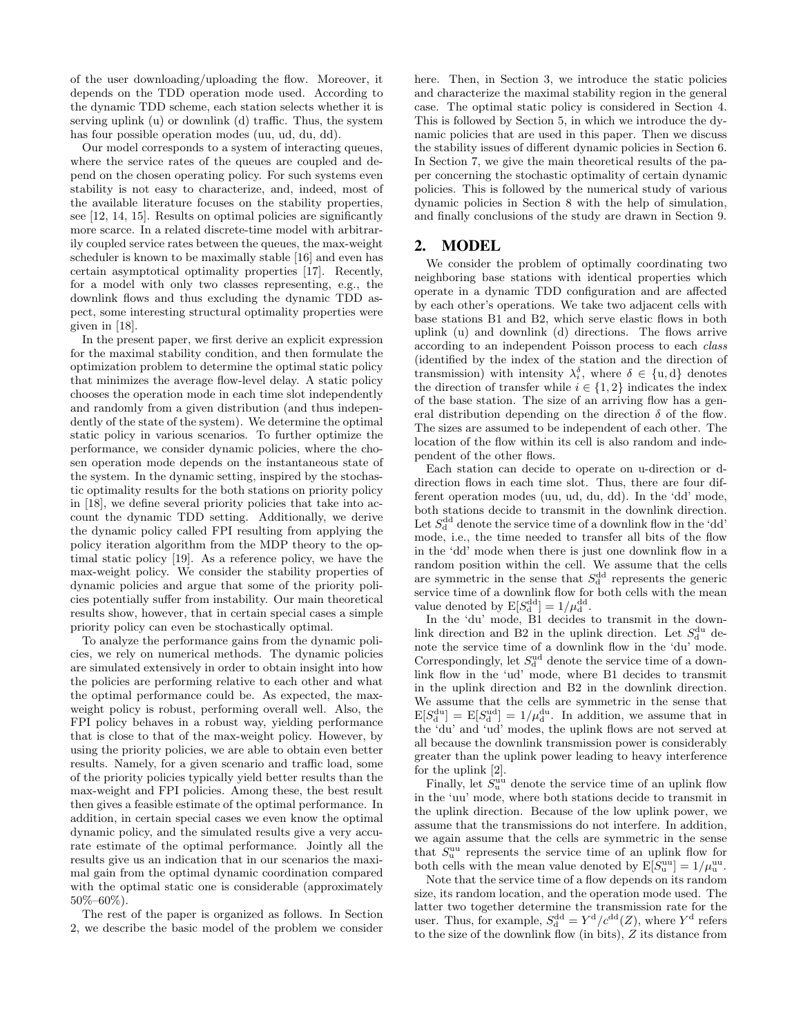of the user downloading/uploading the flow. Moreover, it depends on the TDD operation mode used. According to the dynamic TDD scheme, each station selects whether it is serving uplink (u) or downlink (d) traffic. Thus, the system has four possible operation modes (uu, ud, du, dd).

Our model corresponds to a system of interacting queues, where the service rates of the queues are coupled and depend on the chosen operating policy. For such systems even stability is not easy to characterize, and, indeed, most of the available literature focuses on the stability properties, see [12, 14, 15]. Results on optimal policies are significantly more scarce. In a related discrete-time model with arbitrarily coupled service rates between the queues, the max-weight scheduler is known to be maximally stable [16] and even has certain asymptotical optimality properties [17]. Recently, for a model with only two classes representing, e.g., the downlink flows and thus excluding the dynamic TDD aspect, some interesting structural optimality properties were given in [18].

In the present paper, we first derive an explicit expression for the maximal stability condition, and then formulate the optimization problem to determine the optimal static policy that minimizes the average flow-level delay. A static policy chooses the operation mode in each time slot independently and randomly from a given distribution (and thus independently of the state of the system). We determine the optimal static policy in various scenarios. To further optimize the performance, we consider dynamic policies, where the chosen operation mode depends on the instantaneous state of the system. In the dynamic setting, inspired by the stochastic optimality results for the both stations on priority policy in [18], we define several priority policies that take into account the dynamic TDD setting. Additionally, we derive the dynamic policy called FPI resulting from applying the policy iteration algorithm from the MDP theory to the optimal static policy [19]. As a reference policy, we have the max-weight policy. We consider the stability properties of dynamic policies and argue that some of the priority policies potentially suffer from instability. Our main theoretical results show, however, that in certain special cases a simple priority policy can even be stochastically optimal.

To analyze the performance gains from the dynamic policies, we rely on numerical methods. The dynamic policies are simulated extensively in order to obtain insight into how the policies are performing relative to each other and what the optimal performance could be. As expected, the max-weight policy is robust, performing overall well. Also, the FPI policy behaves in a robust way, yielding performance that is close to that of the max-weight policy. However, by using the priority policies, we are able to obtain even better results. Namely, for a given scenario and traffic load, some of the priority policies typically yield better results than the max-weight and FPI policies. Among these, the best result then gives a feasible estimate of the optimal performance. In addition, in certain special cases we even know the optimal dynamic policy, and the simulated results give a very accurate estimate of the optimal performance. Jointly all the results give us an indication that in our scenarios the maximal gain from the optimal dynamic coordination compared with the optimal static one is considerable (approximately 50%–60%).

The rest of the paper is organized as follows. In Section 2, we describe the basic model of the problem we consider here. Then, in Section 3, we introduce the static policies and characterize the maximal stability region in the general case. The optimal static policy is considered in Section 4. This is followed by Section 5, in which we introduce the dynamic policies that are used in this paper. Then we discuss the stability issues of different dynamic policies in Section 6. In Section 7, we give the main theoretical results of the paper concerning the stochastic optimality of certain dynamic policies. This is followed by the numerical study of various dynamic policies in Section 8 with the help of simulation, and finally conclusions of the study are drawn in Section 9.

## 2. MODEL

We consider the problem of optimally coordinating two neighboring base stations with identical properties which operate in a dynamic TDD configuration and are affected by each other's operations. We take two adjacent cells with base stations B1 and B2, which serve elastic flows in both uplink (u) and downlink (d) directions. The flows arrive according to an independent Poisson process to each *class* (identified by the index of the station and the direction of transmission) with intensity $\lambda_i^\delta$, where $\delta \in \{\mathrm{u}, \mathrm{d}\}$ denotes the direction of transfer while $i \in \{1, 2\}$ indicates the index of the base station. The size of an arriving flow has a general distribution depending on the direction $\delta$ of the flow. The sizes are assumed to be independent of each other. The location of the flow within its cell is also random and independent of the other flows.

Each station can decide to operate on u-direction or d-direction flows in each time slot. Thus, there are four different operation modes (uu, ud, du, dd). In the 'dd' mode, both stations decide to transmit in the downlink direction. Let $S_\mathrm{d}^\mathrm{dd}$ denote the service time of a downlink flow in the 'dd' mode, i.e., the time needed to transfer all bits of the flow in the 'dd' mode when there is just one downlink flow in a random position within the cell. We assume that the cells are symmetric in the sense that $S_\mathrm{d}^\mathrm{dd}$ represents the generic service time of a downlink flow for both cells with the mean value denoted by $\mathrm{E}[S_\mathrm{d}^\mathrm{dd}] = 1/\mu_\mathrm{d}^\mathrm{dd}$.

In the 'du' mode, B1 decides to transmit in the downlink direction and B2 in the uplink direction. Let $S_\mathrm{d}^\mathrm{du}$ denote the service time of a downlink flow in the 'du' mode. Correspondingly, let $S_\mathrm{d}^\mathrm{ud}$ denote the service time of a downlink flow in the 'ud' mode, where B1 decides to transmit in the uplink direction and B2 in the downlink direction. We assume that the cells are symmetric in the sense that $\mathrm{E}[S_\mathrm{d}^\mathrm{du}] = \mathrm{E}[S_\mathrm{d}^\mathrm{ud}] = 1/\mu_\mathrm{d}^\mathrm{du}$. In addition, we assume that in the 'du' and 'ud' modes, the uplink flows are not served at all because the downlink transmission power is considerably greater than the uplink power leading to heavy interference for the uplink [2].

Finally, let $S_\mathrm{u}^\mathrm{uu}$ denote the service time of an uplink flow in the 'uu' mode, where both stations decide to transmit in the uplink direction. Because of the low uplink power, we assume that the transmissions do not interfere. In addition, we again assume that the cells are symmetric in the sense that $S_\mathrm{u}^\mathrm{uu}$ represents the service time of an uplink flow for both cells with the mean value denoted by $\mathrm{E}[S_\mathrm{u}^\mathrm{uu}] = 1/\mu_\mathrm{u}^\mathrm{uu}$.

Note that the service time of a flow depends on its random size, its random location, and the operation mode used. The latter two together determine the transmission rate for the user. Thus, for example, $S_\mathrm{d}^\mathrm{dd} = Y^\mathrm{d}/c^\mathrm{dd}(Z)$, where $Y^\mathrm{d}$ refers to the size of the downlink flow (in bits), $Z$ its distance from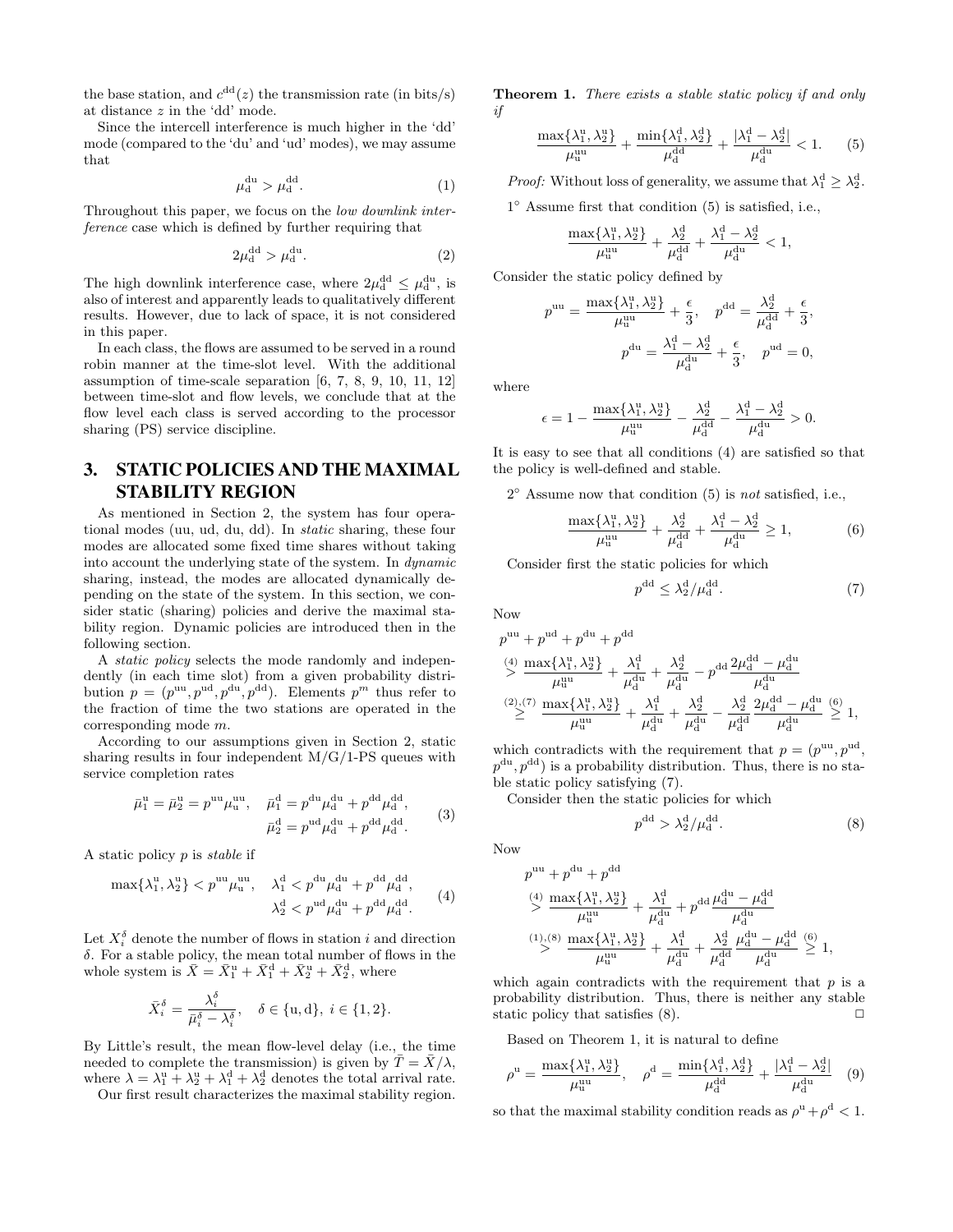the base station, and $c^{\mathrm{dd}}(z)$ the transmission rate (in bits/s) at distance $z$ in the 'dd' mode.

Since the intercell interference is much higher in the 'dd' mode (compared to the 'du' and 'ud' modes), we may assume that

$$\mu_{\mathrm{d}}^{\mathrm{du}} > \mu_{\mathrm{d}}^{\mathrm{dd}}. \tag{1}$$

Throughout this paper, we focus on the *low downlink interference* case which is defined by further requiring that

$$2\mu_{\mathrm{d}}^{\mathrm{dd}} > \mu_{\mathrm{d}}^{\mathrm{du}}. \tag{2}$$

The high downlink interference case, where $2\mu_{\mathrm{d}}^{\mathrm{dd}} \le \mu_{\mathrm{d}}^{\mathrm{du}}$, is also of interest and apparently leads to qualitatively different results. However, due to lack of space, it is not considered in this paper.

In each class, the flows are assumed to be served in a round robin manner at the time-slot level. With the additional assumption of time-scale separation [6, 7, 8, 9, 10, 11, 12] between time-slot and flow levels, we conclude that at the flow level each class is served according to the processor sharing (PS) service discipline.

## 3. STATIC POLICIES AND THE MAXIMAL STABILITY REGION

As mentioned in Section 2, the system has four operational modes (uu, ud, du, dd). In *static* sharing, these four modes are allocated some fixed time shares without taking into account the underlying state of the system. In *dynamic* sharing, instead, the modes are allocated dynamically depending on the state of the system. In this section, we consider static (sharing) policies and derive the maximal stability region. Dynamic policies are introduced then in the following section.

A *static policy* selects the mode randomly and independently (in each time slot) from a given probability distribution $p = (p^{\mathrm{uu}}, p^{\mathrm{ud}}, p^{\mathrm{du}}, p^{\mathrm{dd}})$. Elements $p^m$ thus refer to the fraction of time the two stations are operated in the corresponding mode $m$.

According to our assumptions given in Section 2, static sharing results in four independent M/G/1-PS queues with service completion rates

$$\bar{\mu}_1^{\mathrm{u}} = \bar{\mu}_2^{\mathrm{u}} = p^{\mathrm{uu}}\mu_{\mathrm{u}}^{\mathrm{uu}}, \quad \bar{\mu}_1^{\mathrm{d}} = p^{\mathrm{du}}\mu_{\mathrm{d}}^{\mathrm{du}} + p^{\mathrm{dd}}\mu_{\mathrm{d}}^{\mathrm{dd}}, \quad \bar{\mu}_2^{\mathrm{d}} = p^{\mathrm{ud}}\mu_{\mathrm{d}}^{\mathrm{du}} + p^{\mathrm{dd}}\mu_{\mathrm{d}}^{\mathrm{dd}}. \tag{3}$$

A static policy $p$ is *stable* if

$$\max\{\lambda_1^{\mathrm{u}}, \lambda_2^{\mathrm{u}}\} < p^{\mathrm{uu}}\mu_{\mathrm{u}}^{\mathrm{uu}}, \quad \lambda_1^{\mathrm{d}} < p^{\mathrm{du}}\mu_{\mathrm{d}}^{\mathrm{du}} + p^{\mathrm{dd}}\mu_{\mathrm{d}}^{\mathrm{dd}}, \quad \lambda_2^{\mathrm{d}} < p^{\mathrm{ud}}\mu_{\mathrm{d}}^{\mathrm{du}} + p^{\mathrm{dd}}\mu_{\mathrm{d}}^{\mathrm{dd}}. \tag{4}$$

Let $X_i^\delta$ denote the number of flows in station $i$ and direction $\delta$. For a stable policy, the mean total number of flows in the whole system is $\bar{X} = \bar{X}_1^{\mathrm{u}} + \bar{X}_1^{\mathrm{d}} + \bar{X}_2^{\mathrm{u}} + \bar{X}_2^{\mathrm{d}}$, where

$$\bar{X}_i^\delta = \frac{\lambda_i^\delta}{\bar{\mu}_i^\delta - \lambda_i^\delta}, \quad \delta \in \{\mathrm{u}, \mathrm{d}\},\ i \in \{1, 2\}.$$

By Little's result, the mean flow-level delay (i.e., the time needed to complete the transmission) is given by $\bar{T} = \bar{X}/\lambda$, where $\lambda = \lambda_1^{\mathrm{u}} + \lambda_2^{\mathrm{u}} + \lambda_1^{\mathrm{d}} + \lambda_2^{\mathrm{d}}$ denotes the total arrival rate.

Our first result characterizes the maximal stability region.

**Theorem 1.** *There exists a stable static policy if and only if*

$$\frac{\max\{\lambda_1^{\mathrm{u}}, \lambda_2^{\mathrm{u}}\}}{\mu_{\mathrm{u}}^{\mathrm{uu}}} + \frac{\min\{\lambda_1^{\mathrm{d}}, \lambda_2^{\mathrm{d}}\}}{\mu_{\mathrm{d}}^{\mathrm{dd}}} + \frac{|\lambda_1^{\mathrm{d}} - \lambda_2^{\mathrm{d}}|}{\mu_{\mathrm{d}}^{\mathrm{du}}} < 1. \tag{5}$$

*Proof:* Without loss of generality, we assume that $\lambda_1^{\mathrm{d}} \ge \lambda_2^{\mathrm{d}}$.

1° Assume first that condition (5) is satisfied, i.e.,

$$\frac{\max\{\lambda_1^{\mathrm{u}}, \lambda_2^{\mathrm{u}}\}}{\mu_{\mathrm{u}}^{\mathrm{uu}}} + \frac{\lambda_2^{\mathrm{d}}}{\mu_{\mathrm{d}}^{\mathrm{dd}}} + \frac{\lambda_1^{\mathrm{d}} - \lambda_2^{\mathrm{d}}}{\mu_{\mathrm{d}}^{\mathrm{du}}} < 1,$$

Consider the static policy defined by

$$p^{\mathrm{uu}} = \frac{\max\{\lambda_1^{\mathrm{u}}, \lambda_2^{\mathrm{u}}\}}{\mu_{\mathrm{u}}^{\mathrm{uu}}} + \frac{\epsilon}{3}, \quad p^{\mathrm{dd}} = \frac{\lambda_2^{\mathrm{d}}}{\mu_{\mathrm{d}}^{\mathrm{dd}}} + \frac{\epsilon}{3},$$

$$p^{\mathrm{du}} = \frac{\lambda_1^{\mathrm{d}} - \lambda_2^{\mathrm{d}}}{\mu_{\mathrm{d}}^{\mathrm{du}}} + \frac{\epsilon}{3}, \quad p^{\mathrm{ud}} = 0,$$

where

$$\epsilon = 1 - \frac{\max\{\lambda_1^{\mathrm{u}}, \lambda_2^{\mathrm{u}}\}}{\mu_{\mathrm{u}}^{\mathrm{uu}}} - \frac{\lambda_2^{\mathrm{d}}}{\mu_{\mathrm{d}}^{\mathrm{dd}}} - \frac{\lambda_1^{\mathrm{d}} - \lambda_2^{\mathrm{d}}}{\mu_{\mathrm{d}}^{\mathrm{du}}} > 0.$$

It is easy to see that all conditions (4) are satisfied so that the policy is well-defined and stable.

2° Assume now that condition (5) is *not* satisfied, i.e.,

$$\frac{\max\{\lambda_1^{\mathrm{u}}, \lambda_2^{\mathrm{u}}\}}{\mu_{\mathrm{u}}^{\mathrm{uu}}} + \frac{\lambda_2^{\mathrm{d}}}{\mu_{\mathrm{d}}^{\mathrm{dd}}} + \frac{\lambda_1^{\mathrm{d}} - \lambda_2^{\mathrm{d}}}{\mu_{\mathrm{d}}^{\mathrm{du}}} \ge 1, \tag{6}$$

Consider first the static policies for which

$$p^{\mathrm{dd}} \le \lambda_2^{\mathrm{d}}/\mu_{\mathrm{d}}^{\mathrm{dd}}. \tag{7}$$

Now

$$\begin{aligned}
&p^{\mathrm{uu}} + p^{\mathrm{ud}} + p^{\mathrm{du}} + p^{\mathrm{dd}} \\
&\overset{(4)}{>} \frac{\max\{\lambda_1^{\mathrm{u}}, \lambda_2^{\mathrm{u}}\}}{\mu_{\mathrm{u}}^{\mathrm{uu}}} + \frac{\lambda_1^{\mathrm{d}}}{\mu_{\mathrm{d}}^{\mathrm{du}}} + \frac{\lambda_2^{\mathrm{d}}}{\mu_{\mathrm{d}}^{\mathrm{du}}} - p^{\mathrm{dd}}\frac{2\mu_{\mathrm{d}}^{\mathrm{dd}} - \mu_{\mathrm{d}}^{\mathrm{du}}}{\mu_{\mathrm{d}}^{\mathrm{du}}} \\
&\overset{(2),(7)}{\ge} \frac{\max\{\lambda_1^{\mathrm{u}}, \lambda_2^{\mathrm{u}}\}}{\mu_{\mathrm{u}}^{\mathrm{uu}}} + \frac{\lambda_1^{\mathrm{d}}}{\mu_{\mathrm{d}}^{\mathrm{du}}} + \frac{\lambda_2^{\mathrm{d}}}{\mu_{\mathrm{d}}^{\mathrm{du}}} - \frac{\lambda_2^{\mathrm{d}}}{\mu_{\mathrm{d}}^{\mathrm{dd}}}\frac{2\mu_{\mathrm{d}}^{\mathrm{dd}} - \mu_{\mathrm{d}}^{\mathrm{du}}}{\mu_{\mathrm{d}}^{\mathrm{du}}} \overset{(6)}{\ge} 1,
\end{aligned}$$

which contradicts with the requirement that $p = (p^{\mathrm{uu}}, p^{\mathrm{ud}}, p^{\mathrm{du}}, p^{\mathrm{dd}})$ is a probability distribution. Thus, there is no stable static policy satisfying (7).

Consider then the static policies for which

$$p^{\mathrm{dd}} > \lambda_2^{\mathrm{d}}/\mu_{\mathrm{d}}^{\mathrm{dd}}. \tag{8}$$

Now

$$\begin{aligned}
&p^{\mathrm{uu}} + p^{\mathrm{du}} + p^{\mathrm{dd}} \\
&\overset{(4)}{>} \frac{\max\{\lambda_1^{\mathrm{u}}, \lambda_2^{\mathrm{u}}\}}{\mu_{\mathrm{u}}^{\mathrm{uu}}} + \frac{\lambda_1^{\mathrm{d}}}{\mu_{\mathrm{d}}^{\mathrm{du}}} + p^{\mathrm{dd}}\frac{\mu_{\mathrm{d}}^{\mathrm{du}} - \mu_{\mathrm{d}}^{\mathrm{dd}}}{\mu_{\mathrm{d}}^{\mathrm{du}}} \\
&\overset{(1),(8)}{>} \frac{\max\{\lambda_1^{\mathrm{u}}, \lambda_2^{\mathrm{u}}\}}{\mu_{\mathrm{u}}^{\mathrm{uu}}} + \frac{\lambda_1^{\mathrm{d}}}{\mu_{\mathrm{d}}^{\mathrm{du}}} + \frac{\lambda_2^{\mathrm{d}}}{\mu_{\mathrm{d}}^{\mathrm{dd}}}\frac{\mu_{\mathrm{d}}^{\mathrm{du}} - \mu_{\mathrm{d}}^{\mathrm{dd}}}{\mu_{\mathrm{d}}^{\mathrm{du}}} \overset{(6)}{\ge} 1,
\end{aligned}$$

which again contradicts with the requirement that $p$ is a probability distribution. Thus, there is neither any stable static policy that satisfies (8). □

Based on Theorem 1, it is natural to define

$$\rho^{\mathrm{u}} = \frac{\max\{\lambda_1^{\mathrm{u}}, \lambda_2^{\mathrm{u}}\}}{\mu_{\mathrm{u}}^{\mathrm{uu}}}, \quad \rho^{\mathrm{d}} = \frac{\min\{\lambda_1^{\mathrm{d}}, \lambda_2^{\mathrm{d}}\}}{\mu_{\mathrm{d}}^{\mathrm{dd}}} + \frac{|\lambda_1^{\mathrm{d}} - \lambda_2^{\mathrm{d}}|}{\mu_{\mathrm{d}}^{\mathrm{du}}} \tag{9}$$

so that the maximal stability condition reads as $\rho^{\mathrm{u}} + \rho^{\mathrm{d}} < 1$.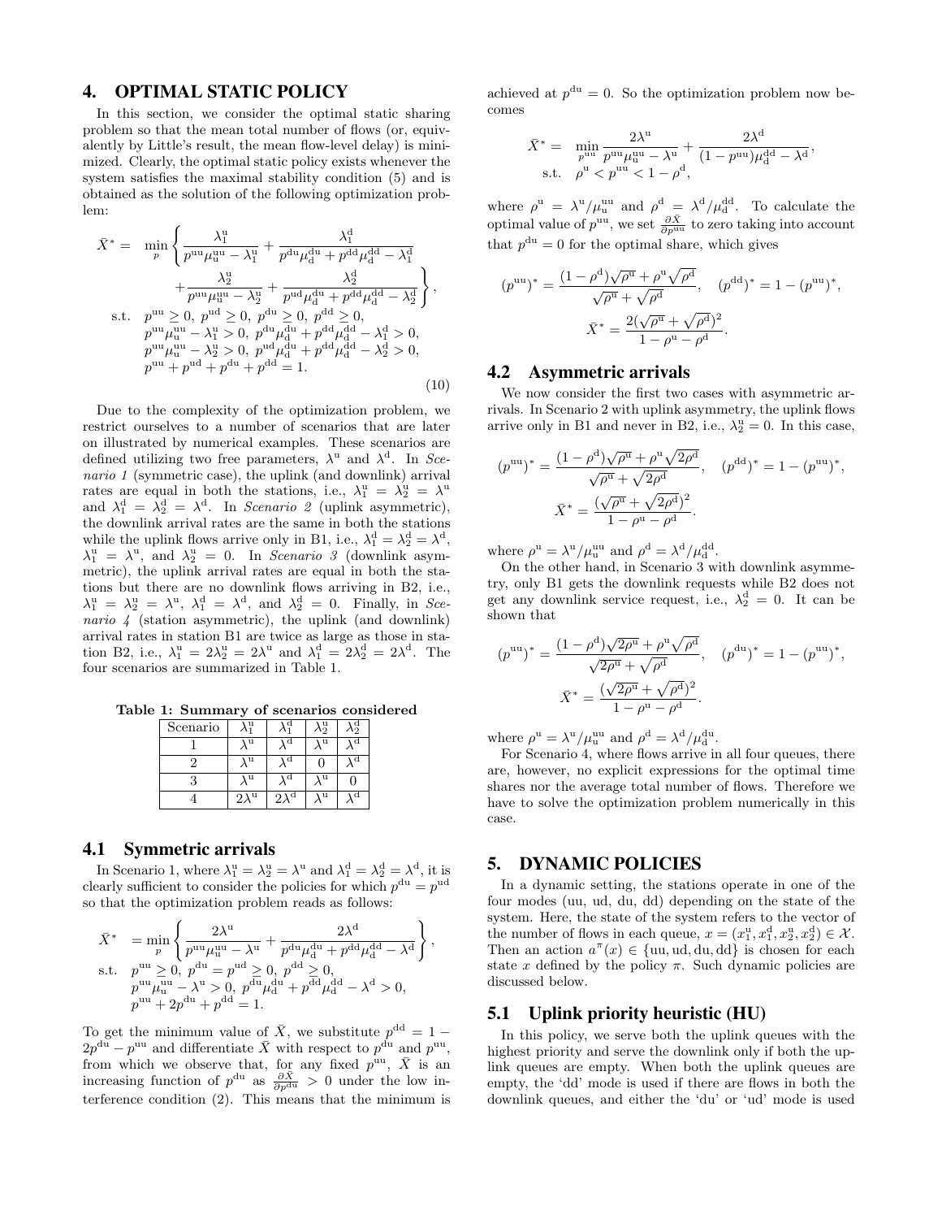## 4. OPTIMAL STATIC POLICY

In this section, we consider the optimal static sharing problem so that the mean total number of flows (or, equivalently by Little's result, the mean flow-level delay) is minimized. Clearly, the optimal static policy exists whenever the system satisfies the maximal stability condition (5) and is obtained as the solution of the following optimization problem:

$$
\begin{aligned}
\bar{X}^* = \ & \min_{p} \left\{ \frac{\lambda_1^{\mathrm{u}}}{p^{\mathrm{uu}}\mu_{\mathrm{u}}^{\mathrm{uu}} - \lambda_1^{\mathrm{u}}} + \frac{\lambda_1^{\mathrm{d}}}{p^{\mathrm{du}}\mu_{\mathrm{d}}^{\mathrm{du}} + p^{\mathrm{dd}}\mu_{\mathrm{d}}^{\mathrm{dd}} - \lambda_1^{\mathrm{d}}} \right. \\
& \left. + \frac{\lambda_2^{\mathrm{u}}}{p^{\mathrm{uu}}\mu_{\mathrm{u}}^{\mathrm{uu}} - \lambda_2^{\mathrm{u}}} + \frac{\lambda_2^{\mathrm{d}}}{p^{\mathrm{ud}}\mu_{\mathrm{d}}^{\mathrm{du}} + p^{\mathrm{dd}}\mu_{\mathrm{d}}^{\mathrm{dd}} - \lambda_2^{\mathrm{d}}} \right\}, \\
\text{s.t.} \ \ & p^{\mathrm{uu}} \geq 0,\ p^{\mathrm{ud}} \geq 0,\ p^{\mathrm{du}} \geq 0,\ p^{\mathrm{dd}} \geq 0, \\
& p^{\mathrm{uu}}\mu_{\mathrm{u}}^{\mathrm{uu}} - \lambda_1^{\mathrm{u}} > 0,\ p^{\mathrm{du}}\mu_{\mathrm{d}}^{\mathrm{du}} + p^{\mathrm{dd}}\mu_{\mathrm{d}}^{\mathrm{dd}} - \lambda_1^{\mathrm{d}} > 0, \\
& p^{\mathrm{uu}}\mu_{\mathrm{u}}^{\mathrm{uu}} - \lambda_2^{\mathrm{u}} > 0,\ p^{\mathrm{ud}}\mu_{\mathrm{d}}^{\mathrm{du}} + p^{\mathrm{dd}}\mu_{\mathrm{d}}^{\mathrm{dd}} - \lambda_2^{\mathrm{d}} > 0, \\
& p^{\mathrm{uu}} + p^{\mathrm{ud}} + p^{\mathrm{du}} + p^{\mathrm{dd}} = 1.
\end{aligned}
\tag{10}
$$

Due to the complexity of the optimization problem, we restrict ourselves to a number of scenarios that are later on illustrated by numerical examples. These scenarios are defined utilizing two free parameters, $\lambda^{\mathrm{u}}$ and $\lambda^{\mathrm{d}}$. In *Scenario 1* (symmetric case), the uplink (and downlink) arrival rates are equal in both the stations, i.e., $\lambda_1^{\mathrm{u}} = \lambda_2^{\mathrm{u}} = \lambda^{\mathrm{u}}$ and $\lambda_1^{\mathrm{d}} = \lambda_2^{\mathrm{d}} = \lambda^{\mathrm{d}}$. In *Scenario 2* (uplink asymmetric), the downlink arrival rates are the same in both the stations while the uplink flows arrive only in B1, i.e., $\lambda_1^{\mathrm{d}} = \lambda_2^{\mathrm{d}} = \lambda^{\mathrm{d}}$, $\lambda_1^{\mathrm{u}} = \lambda^{\mathrm{u}}$, and $\lambda_2^{\mathrm{u}} = 0$. In *Scenario 3* (downlink asymmetric), the uplink arrival rates are equal in both the stations but there are no downlink flows arriving in B2, i.e., $\lambda_1^{\mathrm{u}} = \lambda_2^{\mathrm{u}} = \lambda^{\mathrm{u}}$, $\lambda_1^{\mathrm{d}} = \lambda^{\mathrm{d}}$, and $\lambda_2^{\mathrm{d}} = 0$. Finally, in *Scenario 4* (station asymmetric), the uplink (and downlink) arrival rates in station B1 are twice as large as those in station B2, i.e., $\lambda_1^{\mathrm{u}} = 2\lambda_2^{\mathrm{u}} = 2\lambda^{\mathrm{u}}$ and $\lambda_1^{\mathrm{d}} = 2\lambda_2^{\mathrm{d}} = 2\lambda^{\mathrm{d}}$. The four scenarios are summarized in Table 1.

**Table 1: Summary of scenarios considered**

| Scenario | $\lambda_1^{\mathrm{u}}$ | $\lambda_1^{\mathrm{d}}$ | $\lambda_2^{\mathrm{u}}$ | $\lambda_2^{\mathrm{d}}$ |
|---|---|---|---|---|
| 1 | $\lambda^{\mathrm{u}}$ | $\lambda^{\mathrm{d}}$ | $\lambda^{\mathrm{u}}$ | $\lambda^{\mathrm{d}}$ |
| 2 | $\lambda^{\mathrm{u}}$ | $\lambda^{\mathrm{d}}$ | 0 | $\lambda^{\mathrm{d}}$ |
| 3 | $\lambda^{\mathrm{u}}$ | $\lambda^{\mathrm{d}}$ | $\lambda^{\mathrm{u}}$ | 0 |
| 4 | $2\lambda^{\mathrm{u}}$ | $2\lambda^{\mathrm{d}}$ | $\lambda^{\mathrm{u}}$ | $\lambda^{\mathrm{d}}$ |

### 4.1 Symmetric arrivals

In Scenario 1, where $\lambda_1^{\mathrm{u}} = \lambda_2^{\mathrm{u}} = \lambda^{\mathrm{u}}$ and $\lambda_1^{\mathrm{d}} = \lambda_2^{\mathrm{d}} = \lambda^{\mathrm{d}}$, it is clearly sufficient to consider the policies for which $p^{\mathrm{du}} = p^{\mathrm{ud}}$ so that the optimization problem reads as follows:

$$
\begin{aligned}
\bar{X}^* \ & = \min_{p} \left\{ \frac{2\lambda^{\mathrm{u}}}{p^{\mathrm{uu}}\mu_{\mathrm{u}}^{\mathrm{uu}} - \lambda^{\mathrm{u}}} + \frac{2\lambda^{\mathrm{d}}}{p^{\mathrm{du}}\mu_{\mathrm{d}}^{\mathrm{du}} + p^{\mathrm{dd}}\mu_{\mathrm{d}}^{\mathrm{dd}} - \lambda^{\mathrm{d}}} \right\}, \\
\text{s.t.} \ \ & p^{\mathrm{uu}} \geq 0,\ p^{\mathrm{du}} = p^{\mathrm{ud}} \geq 0,\ p^{\mathrm{dd}} \geq 0, \\
& p^{\mathrm{uu}}\mu_{\mathrm{u}}^{\mathrm{uu}} - \lambda^{\mathrm{u}} > 0,\ p^{\mathrm{du}}\mu_{\mathrm{d}}^{\mathrm{du}} + p^{\mathrm{dd}}\mu_{\mathrm{d}}^{\mathrm{dd}} - \lambda^{\mathrm{d}} > 0, \\
& p^{\mathrm{uu}} + 2p^{\mathrm{du}} + p^{\mathrm{dd}} = 1.
\end{aligned}
$$

To get the minimum value of $\bar{X}$, we substitute $p^{\mathrm{dd}} = 1 - 2p^{\mathrm{du}} - p^{\mathrm{uu}}$ and differentiate $\bar{X}$ with respect to $p^{\mathrm{du}}$ and $p^{\mathrm{uu}}$, from which we observe that, for any fixed $p^{\mathrm{uu}}$, $\bar{X}$ is an increasing function of $p^{\mathrm{du}}$ as $\frac{\partial \bar{X}}{\partial p^{\mathrm{du}}} > 0$ under the low interference condition (2). This means that the minimum is achieved at $p^{\mathrm{du}} = 0$. So the optimization problem now becomes

$$
\begin{aligned}
\bar{X}^* = \ & \min_{p^{\mathrm{uu}}} \frac{2\lambda^{\mathrm{u}}}{p^{\mathrm{uu}}\mu_{\mathrm{u}}^{\mathrm{uu}} - \lambda^{\mathrm{u}}} + \frac{2\lambda^{\mathrm{d}}}{(1 - p^{\mathrm{uu}})\mu_{\mathrm{d}}^{\mathrm{dd}} - \lambda^{\mathrm{d}}}, \\
\text{s.t.} \ \ & \rho^{\mathrm{u}} < p^{\mathrm{uu}} < 1 - \rho^{\mathrm{d}},
\end{aligned}
$$

where $\rho^{\mathrm{u}} = \lambda^{\mathrm{u}}/\mu_{\mathrm{u}}^{\mathrm{uu}}$ and $\rho^{\mathrm{d}} = \lambda^{\mathrm{d}}/\mu_{\mathrm{d}}^{\mathrm{dd}}$. To calculate the optimal value of $p^{\mathrm{uu}}$, we set $\frac{\partial \bar{X}}{\partial p^{\mathrm{uu}}}$ to zero taking into account that $p^{\mathrm{du}} = 0$ for the optimal share, which gives

$$
(p^{\mathrm{uu}})^* = \frac{(1 - \rho^{\mathrm{d}})\sqrt{\rho^{\mathrm{u}}} + \rho^{\mathrm{u}}\sqrt{\rho^{\mathrm{d}}}}{\sqrt{\rho^{\mathrm{u}}} + \sqrt{\rho^{\mathrm{d}}}}, \quad (p^{\mathrm{dd}})^* = 1 - (p^{\mathrm{uu}})^*,
$$

$$
\bar{X}^* = \frac{2(\sqrt{\rho^{\mathrm{u}}} + \sqrt{\rho^{\mathrm{d}}})^2}{1 - \rho^{\mathrm{u}} - \rho^{\mathrm{d}}}.
$$

### 4.2 Asymmetric arrivals

We now consider the first two cases with asymmetric arrivals. In Scenario 2 with uplink asymmetry, the uplink flows arrive only in B1 and never in B2, i.e., $\lambda_2^{\mathrm{u}} = 0$. In this case,

$$
(p^{\mathrm{uu}})^* = \frac{(1 - \rho^{\mathrm{d}})\sqrt{\rho^{\mathrm{u}}} + \rho^{\mathrm{u}}\sqrt{2\rho^{\mathrm{d}}}}{\sqrt{\rho^{\mathrm{u}}} + \sqrt{2\rho^{\mathrm{d}}}}, \quad (p^{\mathrm{dd}})^* = 1 - (p^{\mathrm{uu}})^*,
$$

$$
\bar{X}^* = \frac{(\sqrt{\rho^{\mathrm{u}}} + \sqrt{2\rho^{\mathrm{d}}})^2}{1 - \rho^{\mathrm{u}} - \rho^{\mathrm{d}}}.
$$

where $\rho^{\mathrm{u}} = \lambda^{\mathrm{u}}/\mu_{\mathrm{u}}^{\mathrm{uu}}$ and $\rho^{\mathrm{d}} = \lambda^{\mathrm{d}}/\mu_{\mathrm{d}}^{\mathrm{dd}}$.

On the other hand, in Scenario 3 with downlink asymmetry, only B1 gets the downlink requests while B2 does not get any downlink service request, i.e., $\lambda_2^{\mathrm{d}} = 0$. It can be shown that

$$
(p^{\mathrm{uu}})^* = \frac{(1 - \rho^{\mathrm{d}})\sqrt{2\rho^{\mathrm{u}}} + \rho^{\mathrm{u}}\sqrt{\rho^{\mathrm{d}}}}{\sqrt{2\rho^{\mathrm{u}}} + \sqrt{\rho^{\mathrm{d}}}}, \quad (p^{\mathrm{du}})^* = 1 - (p^{\mathrm{uu}})^*,
$$

$$
\bar{X}^* = \frac{(\sqrt{2\rho^{\mathrm{u}}} + \sqrt{\rho^{\mathrm{d}}})^2}{1 - \rho^{\mathrm{u}} - \rho^{\mathrm{d}}}.
$$

where $\rho^{\mathrm{u}} = \lambda^{\mathrm{u}}/\mu_{\mathrm{u}}^{\mathrm{uu}}$ and $\rho^{\mathrm{d}} = \lambda^{\mathrm{d}}/\mu_{\mathrm{d}}^{\mathrm{du}}$.

For Scenario 4, where flows arrive in all four queues, there are, however, no explicit expressions for the optimal time shares nor the average total number of flows. Therefore we have to solve the optimization problem numerically in this case.

## 5. DYNAMIC POLICIES

In a dynamic setting, the stations operate in one of the four modes (uu, ud, du, dd) depending on the state of the system. Here, the state of the system refers to the vector of the number of flows in each queue, $x = (x_1^{\mathrm{u}}, x_1^{\mathrm{d}}, x_2^{\mathrm{u}}, x_2^{\mathrm{d}}) \in \mathcal{X}$. Then an action $a^{\pi}(x) \in \{\mathrm{uu}, \mathrm{ud}, \mathrm{du}, \mathrm{dd}\}$ is chosen for each state $x$ defined by the policy $\pi$. Such dynamic policies are discussed below.

### 5.1 Uplink priority heuristic (HU)

In this policy, we serve both the uplink queues with the highest priority and serve the downlink only if both the uplink queues are empty. When both the uplink queues are empty, the 'dd' mode is used if there are flows in both the downlink queues, and either the 'du' or 'ud' mode is used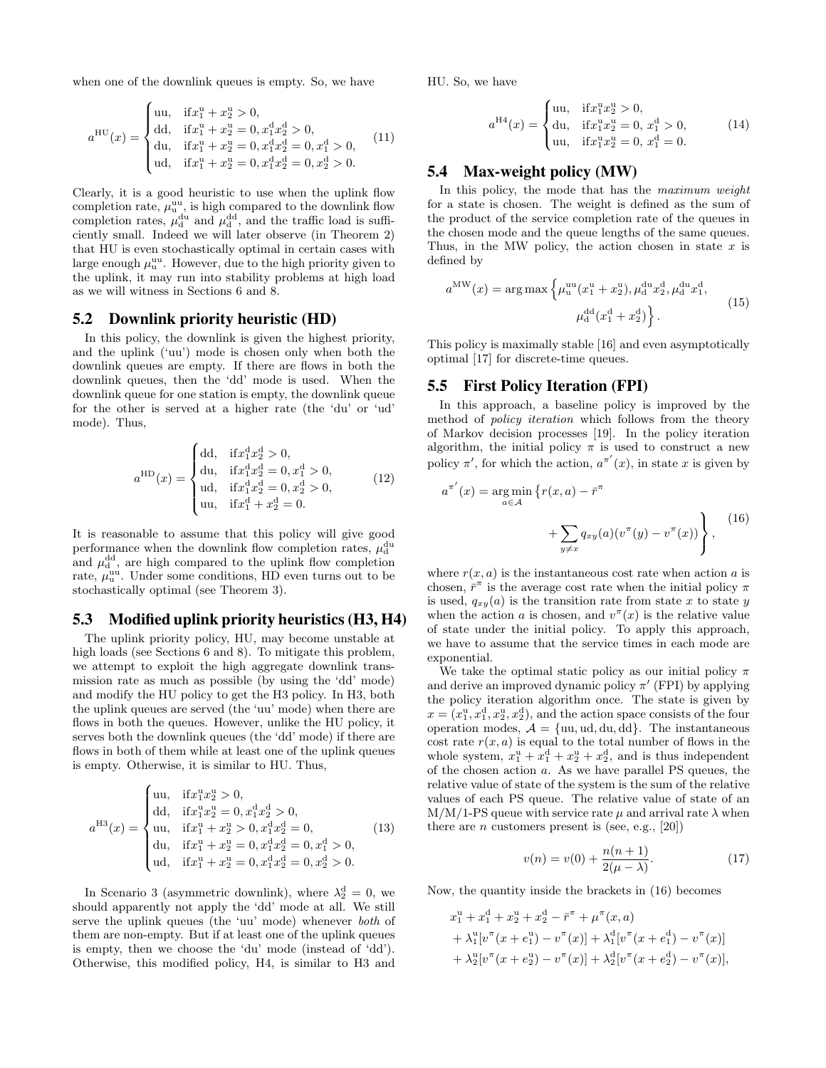when one of the downlink queues is empty. So, we have

$$a^{\mathrm{HU}}(x) = \begin{cases} \mathrm{uu}, & \text{if} x_1^{\mathrm{u}} + x_2^{\mathrm{u}} > 0, \\ \mathrm{dd}, & \text{if} x_1^{\mathrm{u}} + x_2^{\mathrm{u}} = 0, x_1^{\mathrm{d}} x_2^{\mathrm{d}} > 0, \\ \mathrm{du}, & \text{if} x_1^{\mathrm{u}} + x_2^{\mathrm{u}} = 0, x_1^{\mathrm{d}} x_2^{\mathrm{d}} = 0, x_1^{\mathrm{d}} > 0, \\ \mathrm{ud}, & \text{if} x_1^{\mathrm{u}} + x_2^{\mathrm{u}} = 0, x_1^{\mathrm{d}} x_2^{\mathrm{d}} = 0, x_2^{\mathrm{d}} > 0. \end{cases} \tag{11}$$

Clearly, it is a good heuristic to use when the uplink flow completion rate, $\mu_{\mathrm{u}}^{\mathrm{uu}}$, is high compared to the downlink flow completion rates, $\mu_{\mathrm{d}}^{\mathrm{du}}$ and $\mu_{\mathrm{d}}^{\mathrm{dd}}$, and the traffic load is sufficiently small. Indeed we will later observe (in Theorem 2) that HU is even stochastically optimal in certain cases with large enough $\mu_{\mathrm{u}}^{\mathrm{uu}}$. However, due to the high priority given to the uplink, it may run into stability problems at high load as we will witness in Sections 6 and 8.

## 5.2 Downlink priority heuristic (HD)

In this policy, the downlink is given the highest priority, and the uplink ('uu') mode is chosen only when both the downlink queues are empty. If there are flows in both the downlink queues, then the 'dd' mode is used. When the downlink queue for one station is empty, the downlink queue for the other is served at a higher rate (the 'du' or 'ud' mode). Thus,

$$a^{\mathrm{HD}}(x) = \begin{cases} \mathrm{dd}, & \text{if} x_1^{\mathrm{d}} x_2^{\mathrm{d}} > 0, \\ \mathrm{du}, & \text{if} x_1^{\mathrm{d}} x_2^{\mathrm{d}} = 0, x_1^{\mathrm{d}} > 0, \\ \mathrm{ud}, & \text{if} x_1^{\mathrm{d}} x_2^{\mathrm{d}} = 0, x_2^{\mathrm{d}} > 0, \\ \mathrm{uu}, & \text{if} x_1^{\mathrm{d}} + x_2^{\mathrm{d}} = 0. \end{cases} \tag{12}$$

It is reasonable to assume that this policy will give good performance when the downlink flow completion rates, $\mu_{\mathrm{d}}^{\mathrm{du}}$ and $\mu_{\mathrm{d}}^{\mathrm{dd}}$, are high compared to the uplink flow completion rate, $\mu_{\mathrm{u}}^{\mathrm{uu}}$. Under some conditions, HD even turns out to be stochastically optimal (see Theorem 3).

## 5.3 Modified uplink priority heuristics (H3, H4)

The uplink priority policy, HU, may become unstable at high loads (see Sections 6 and 8). To mitigate this problem, we attempt to exploit the high aggregate downlink transmission rate as much as possible (by using the 'dd' mode) and modify the HU policy to get the H3 policy. In H3, both the uplink queues are served (the 'uu' mode) when there are flows in both the queues. However, unlike the HU policy, it serves both the downlink queues (the 'dd' mode) if there are flows in both of them while at least one of the uplink queues is empty. Otherwise, it is similar to HU. Thus,

$$a^{\mathrm{H3}}(x) = \begin{cases} \mathrm{uu}, & \text{if} x_1^{\mathrm{u}} x_2^{\mathrm{u}} > 0, \\ \mathrm{dd}, & \text{if} x_1^{\mathrm{u}} x_2^{\mathrm{u}} = 0, x_1^{\mathrm{d}} x_2^{\mathrm{d}} > 0, \\ \mathrm{uu}, & \text{if} x_1^{\mathrm{u}} + x_2^{\mathrm{u}} > 0, x_1^{\mathrm{d}} x_2^{\mathrm{d}} = 0, \\ \mathrm{du}, & \text{if} x_1^{\mathrm{u}} + x_2^{\mathrm{u}} = 0, x_1^{\mathrm{d}} x_2^{\mathrm{d}} = 0, x_1^{\mathrm{d}} > 0, \\ \mathrm{ud}, & \text{if} x_1^{\mathrm{u}} + x_2^{\mathrm{u}} = 0, x_1^{\mathrm{d}} x_2^{\mathrm{d}} = 0, x_2^{\mathrm{d}} > 0. \end{cases} \tag{13}$$

In Scenario 3 (asymmetric downlink), where $\lambda_2^{\mathrm{d}} = 0$, we should apparently not apply the 'dd' mode at all. We still serve the uplink queues (the 'uu' mode) whenever *both* of them are non-empty. But if at least one of the uplink queues is empty, then we choose the 'du' mode (instead of 'dd'). Otherwise, this modified policy, H4, is similar to H3 and HU. So, we have

$$a^{\mathrm{H4}}(x) = \begin{cases} \mathrm{uu}, & \text{if} x_1^{\mathrm{u}} x_2^{\mathrm{u}} > 0, \\ \mathrm{du}, & \text{if} x_1^{\mathrm{u}} x_2^{\mathrm{u}} = 0, \ x_1^{\mathrm{d}} > 0, \\ \mathrm{uu}, & \text{if} x_1^{\mathrm{u}} x_2^{\mathrm{u}} = 0, \ x_1^{\mathrm{d}} = 0. \end{cases} \tag{14}$$

## 5.4 Max-weight policy (MW)

In this policy, the mode that has the *maximum weight* for a state is chosen. The weight is defined as the sum of the product of the service completion rate of the queues in the chosen mode and the queue lengths of the same queues. Thus, in the MW policy, the action chosen in state $x$ is defined by

$$a^{\mathrm{MW}}(x) = \arg\max \Big\{ \mu_{\mathrm{u}}^{\mathrm{uu}}(x_1^{\mathrm{u}} + x_2^{\mathrm{u}}), \mu_{\mathrm{d}}^{\mathrm{du}} x_2^{\mathrm{d}}, \mu_{\mathrm{d}}^{\mathrm{du}} x_1^{\mathrm{d}}, \mu_{\mathrm{d}}^{\mathrm{dd}}(x_1^{\mathrm{d}} + x_2^{\mathrm{d}}) \Big\}. \tag{15}$$

This policy is maximally stable [16] and even asymptotically optimal [17] for discrete-time queues.

## 5.5 First Policy Iteration (FPI)

In this approach, a baseline policy is improved by the method of *policy iteration* which follows from the theory of Markov decision processes [19]. In the policy iteration algorithm, the initial policy $\pi$ is used to construct a new policy $\pi'$, for which the action, $a^{\pi'}(x)$, in state $x$ is given by

$$a^{\pi'}(x) = \underset{a \in \mathcal{A}}{\arg\min} \left\{ r(x,a) - \bar{r}^{\pi} + \sum_{y \neq x} q_{xy}(a)(v^{\pi}(y) - v^{\pi}(x)) \right\}, \tag{16}$$

where $r(x,a)$ is the instantaneous cost rate when action $a$ is chosen, $\bar{r}^{\pi}$ is the average cost rate when the initial policy $\pi$ is used, $q_{xy}(a)$ is the transition rate from state $x$ to state $y$ when the action $a$ is chosen, and $v^{\pi}(x)$ is the relative value of state under the initial policy. To apply this approach, we have to assume that the service times in each mode are exponential.

We take the optimal static policy as our initial policy $\pi$ and derive an improved dynamic policy $\pi'$ (FPI) by applying the policy iteration algorithm once. The state is given by $x = (x_1^{\mathrm{u}}, x_1^{\mathrm{d}}, x_2^{\mathrm{u}}, x_2^{\mathrm{d}})$, and the action space consists of the four operation modes, $\mathcal{A} = \{\mathrm{uu}, \mathrm{ud}, \mathrm{du}, \mathrm{dd}\}$. The instantaneous cost rate $r(x,a)$ is equal to the total number of flows in the whole system, $x_1^{\mathrm{u}} + x_1^{\mathrm{d}} + x_2^{\mathrm{u}} + x_2^{\mathrm{d}}$, and is thus independent of the chosen action $a$. As we have parallel PS queues, the relative value of state of the system is the sum of the relative values of each PS queue. The relative value of state of an M/M/1-PS queue with service rate $\mu$ and arrival rate $\lambda$ when there are $n$ customers present is (see, e.g., [20])

$$v(n) = v(0) + \frac{n(n+1)}{2(\mu - \lambda)}. \tag{17}$$

Now, the quantity inside the brackets in (16) becomes

$$\begin{aligned} & x_1^{\mathrm{u}} + x_1^{\mathrm{d}} + x_2^{\mathrm{u}} + x_2^{\mathrm{d}} - \bar{r}^{\pi} + \mu^{\pi}(x,a) \\ & + \lambda_1^{\mathrm{u}}[v^{\pi}(x + e_1^{\mathrm{u}}) - v^{\pi}(x)] + \lambda_1^{\mathrm{d}}[v^{\pi}(x + e_1^{\mathrm{d}}) - v^{\pi}(x)] \\ & + \lambda_2^{\mathrm{u}}[v^{\pi}(x + e_2^{\mathrm{u}}) - v^{\pi}(x)] + \lambda_2^{\mathrm{d}}[v^{\pi}(x + e_2^{\mathrm{d}}) - v^{\pi}(x)], \end{aligned}$$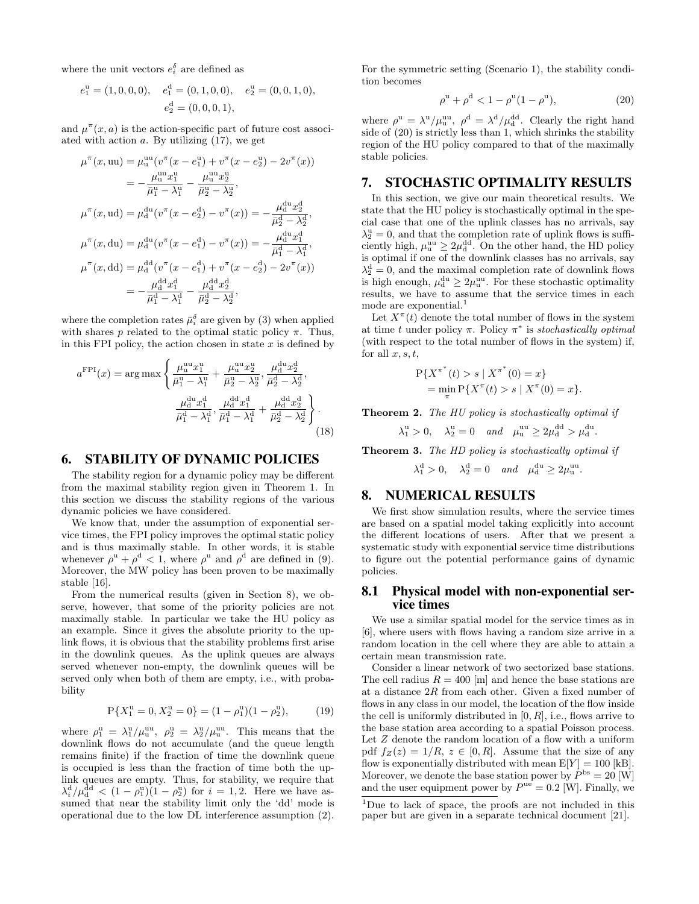where the unit vectors $e_i^\delta$ are defined as

$$e_1^{\mathrm{u}} = (1,0,0,0), \quad e_1^{\mathrm{d}} = (0,1,0,0), \quad e_2^{\mathrm{u}} = (0,0,1,0), \quad e_2^{\mathrm{d}} = (0,0,0,1),$$

and $\mu^\pi(x,a)$ is the action-specific part of future cost associated with action $a$. By utilizing (17), we get

$$\begin{aligned}
\mu^\pi(x,\mathrm{uu}) &= \mu_{\mathrm{u}}^{\mathrm{uu}}(v^\pi(x-e_1^{\mathrm{u}}) + v^\pi(x-e_2^{\mathrm{u}}) - 2v^\pi(x)) \\
&= -\frac{\mu_{\mathrm{u}}^{\mathrm{uu}} x_1^{\mathrm{u}}}{\bar{\mu}_1^{\mathrm{u}} - \lambda_1^{\mathrm{u}}} - \frac{\mu_{\mathrm{u}}^{\mathrm{uu}} x_2^{\mathrm{u}}}{\bar{\mu}_2^{\mathrm{u}} - \lambda_2^{\mathrm{u}}}, \\
\mu^\pi(x,\mathrm{ud}) &= \mu_{\mathrm{d}}^{\mathrm{du}}(v^\pi(x-e_2^{\mathrm{d}}) - v^\pi(x)) = -\frac{\mu_{\mathrm{d}}^{\mathrm{du}} x_2^{\mathrm{d}}}{\bar{\mu}_2^{\mathrm{d}} - \lambda_2^{\mathrm{d}}}, \\
\mu^\pi(x,\mathrm{du}) &= \mu_{\mathrm{d}}^{\mathrm{du}}(v^\pi(x-e_1^{\mathrm{d}}) - v^\pi(x)) = -\frac{\mu_{\mathrm{d}}^{\mathrm{du}} x_1^{\mathrm{d}}}{\bar{\mu}_1^{\mathrm{d}} - \lambda_1^{\mathrm{d}}}, \\
\mu^\pi(x,\mathrm{dd}) &= \mu_{\mathrm{d}}^{\mathrm{dd}}(v^\pi(x-e_1^{\mathrm{d}}) + v^\pi(x-e_2^{\mathrm{d}}) - 2v^\pi(x)) \\
&= -\frac{\mu_{\mathrm{d}}^{\mathrm{dd}} x_1^{\mathrm{d}}}{\bar{\mu}_1^{\mathrm{d}} - \lambda_1^{\mathrm{d}}} - \frac{\mu_{\mathrm{d}}^{\mathrm{dd}} x_2^{\mathrm{d}}}{\bar{\mu}_2^{\mathrm{d}} - \lambda_2^{\mathrm{d}}},
\end{aligned}$$

where the completion rates $\bar{\mu}_i^\delta$ are given by (3) when applied with shares $p$ related to the optimal static policy $\pi$. Thus, in this FPI policy, the action chosen in state $x$ is defined by

$$a^{\mathrm{FPI}}(x) = \arg\max \left\{ \frac{\mu_{\mathrm{u}}^{\mathrm{uu}} x_1^{\mathrm{u}}}{\bar{\mu}_1^{\mathrm{u}} - \lambda_1^{\mathrm{u}}} + \frac{\mu_{\mathrm{u}}^{\mathrm{uu}} x_2^{\mathrm{u}}}{\bar{\mu}_2^{\mathrm{u}} - \lambda_2^{\mathrm{u}}}, \frac{\mu_{\mathrm{d}}^{\mathrm{du}} x_2^{\mathrm{d}}}{\bar{\mu}_2^{\mathrm{d}} - \lambda_2^{\mathrm{d}}}, \frac{\mu_{\mathrm{d}}^{\mathrm{du}} x_1^{\mathrm{d}}}{\bar{\mu}_1^{\mathrm{d}} - \lambda_1^{\mathrm{d}}}, \frac{\mu_{\mathrm{d}}^{\mathrm{dd}} x_1^{\mathrm{d}}}{\bar{\mu}_1^{\mathrm{d}} - \lambda_1^{\mathrm{d}}} + \frac{\mu_{\mathrm{d}}^{\mathrm{dd}} x_2^{\mathrm{d}}}{\bar{\mu}_2^{\mathrm{d}} - \lambda_2^{\mathrm{d}}} \right\}. \tag{18}$$

## 6. STABILITY OF DYNAMIC POLICIES

The stability region for a dynamic policy may be different from the maximal stability region given in Theorem 1. In this section we discuss the stability regions of the various dynamic policies we have considered.

We know that, under the assumption of exponential service times, the FPI policy improves the optimal static policy and is thus maximally stable. In other words, it is stable whenever $\rho^{\mathrm{u}} + \rho^{\mathrm{d}} < 1$, where $\rho^{\mathrm{u}}$ and $\rho^{\mathrm{d}}$ are defined in (9). Moreover, the MW policy has been proven to be maximally stable [16].

From the numerical results (given in Section 8), we observe, however, that some of the priority policies are not maximally stable. In particular we take the HU policy as an example. Since it gives the absolute priority to the uplink flows, it is obvious that the stability problems first arise in the downlink queues. As the uplink queues are always served whenever non-empty, the downlink queues will be served only when both of them are empty, i.e., with probability

$$\mathrm{P}\{X_1^{\mathrm{u}} = 0, X_2^{\mathrm{u}} = 0\} = (1-\rho_1^{\mathrm{u}})(1-\rho_2^{\mathrm{u}}), \tag{19}$$

where $\rho_1^{\mathrm{u}} = \lambda_1^{\mathrm{u}}/\mu_{\mathrm{u}}^{\mathrm{uu}}$, $\rho_2^{\mathrm{u}} = \lambda_2^{\mathrm{u}}/\mu_{\mathrm{u}}^{\mathrm{uu}}$. This means that the downlink flows do not accumulate (and the queue length remains finite) if the fraction of time the downlink queue is occupied is less than the fraction of time both the uplink queues are empty. Thus, for stability, we require that $\lambda_i^{\mathrm{d}}/\mu_{\mathrm{d}}^{\mathrm{dd}} < (1-\rho_1^{\mathrm{u}})(1-\rho_2^{\mathrm{u}})$ for $i = 1,2$. Here we have assumed that near the stability limit only the 'dd' mode is operational due to the low DL interference assumption (2).

For the symmetric setting (Scenario 1), the stability condition becomes

$$\rho^{\mathrm{u}} + \rho^{\mathrm{d}} < 1 - \rho^{\mathrm{u}}(1-\rho^{\mathrm{u}}), \tag{20}$$

where $\rho^{\mathrm{u}} = \lambda^{\mathrm{u}}/\mu_{\mathrm{u}}^{\mathrm{uu}}$, $\rho^{\mathrm{d}} = \lambda^{\mathrm{d}}/\mu_{\mathrm{d}}^{\mathrm{dd}}$. Clearly the right hand side of (20) is strictly less than 1, which shrinks the stability region of the HU policy compared to that of the maximally stable policies.

## 7. STOCHASTIC OPTIMALITY RESULTS

In this section, we give our main theoretical results. We state that the HU policy is stochastically optimal in the special case that one of the uplink classes has no arrivals, say $\lambda_2^{\mathrm{u}} = 0$, and that the completion rate of uplink flows is sufficiently high, $\mu_{\mathrm{u}}^{\mathrm{uu}} \geq 2\mu_{\mathrm{d}}^{\mathrm{dd}}$. On the other hand, the HD policy is optimal if one of the downlink classes has no arrivals, say $\lambda_2^{\mathrm{d}} = 0$, and the maximal completion rate of downlink flows is high enough, $\mu_{\mathrm{d}}^{\mathrm{du}} \geq 2\mu_{\mathrm{u}}^{\mathrm{uu}}$. For these stochastic optimality results, we have to assume that the service times in each mode are exponential.[1]

Let $X^\pi(t)$ denote the total number of flows in the system at time $t$ under policy $\pi$. Policy $\pi^*$ is *stochastically optimal* (with respect to the total number of flows in the system) if, for all $x, s, t$,

$$\mathrm{P}\{X^{\pi^*}(t) > s \mid X^{\pi^*}(0) = x\} = \min_\pi \mathrm{P}\{X^\pi(t) > s \mid X^\pi(0) = x\}.$$

**Theorem 2.** *The HU policy is stochastically optimal if*

$$\lambda_1^{\mathrm{u}} > 0, \quad \lambda_2^{\mathrm{u}} = 0 \quad \textit{and} \quad \mu_{\mathrm{u}}^{\mathrm{uu}} \geq 2\mu_{\mathrm{d}}^{\mathrm{dd}} > \mu_{\mathrm{d}}^{\mathrm{du}}.$$

**Theorem 3.** *The HD policy is stochastically optimal if*

$$\lambda_1^{\mathrm{d}} > 0, \quad \lambda_2^{\mathrm{d}} = 0 \quad \textit{and} \quad \mu_{\mathrm{d}}^{\mathrm{du}} \geq 2\mu_{\mathrm{u}}^{\mathrm{uu}}.$$

## 8. NUMERICAL RESULTS

We first show simulation results, where the service times are based on a spatial model taking explicitly into account the different locations of users. After that we present a systematic study with exponential service time distributions to figure out the potential performance gains of dynamic policies.

### 8.1 Physical model with non-exponential service times

We use a similar spatial model for the service times as in [6], where users with flows having a random size arrive in a random location in the cell where they are able to attain a certain mean transmission rate.

Consider a linear network of two sectorized base stations. The cell radius $R = 400$ [m] and hence the base stations are at a distance $2R$ from each other. Given a fixed number of flows in any class in our model, the location of the flow inside the cell is uniformly distributed in $[0, R]$, i.e., flows arrive to the base station area according to a spatial Poisson process. Let $Z$ denote the random location of a flow with a uniform pdf $f_Z(z) = 1/R$, $z \in [0, R]$. Assume that the size of any flow is exponentially distributed with mean $\mathrm{E}[Y] = 100$ [kB]. Moreover, we denote the base station power by $P^{\mathrm{bs}} = 20$ [W] and the user equipment power by $P^{\mathrm{ue}} = 0.2$ [W]. Finally, we

[1] Due to lack of space, the proofs are not included in this paper but are given in a separate technical document [21].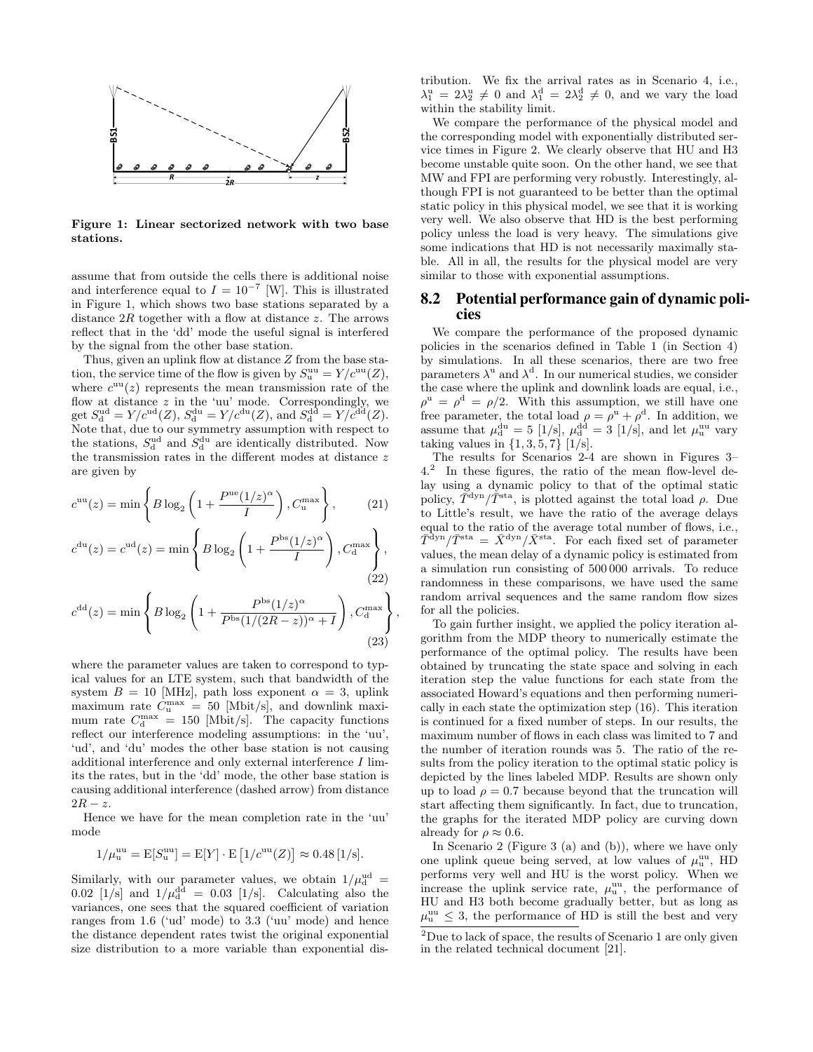Figure 1: Linear sectorized network with two base stations.

assume that from outside the cells there is additional noise and interference equal to $I = 10^{-7}$ [W]. This is illustrated in Figure 1, which shows two base stations separated by a distance $2R$ together with a flow at distance $z$. The arrows reflect that in the 'dd' mode the useful signal is interfered by the signal from the other base station.

Thus, given an uplink flow at distance $Z$ from the base station, the service time of the flow is given by $S_{\rm u}^{\rm uu} = Y/c^{\rm uu}(Z)$, where $c^{\rm uu}(z)$ represents the mean transmission rate of the flow at distance $z$ in the 'uu' mode. Correspondingly, we get $S_{\rm d}^{\rm ud} = Y/c^{\rm ud}(Z)$, $S_{\rm d}^{\rm du} = Y/c^{\rm du}(Z)$, and $S_{\rm d}^{\rm dd} = Y/c^{\rm dd}(Z)$. Note that, due to our symmetry assumption with respect to the stations, $S_{\rm d}^{\rm ud}$ and $S_{\rm d}^{\rm du}$ are identically distributed. Now the transmission rates in the different modes at distance $z$ are given by

$$c^{\rm uu}(z) = \min\left\{B\log_2\left(1+\frac{P^{\rm ue}(1/z)^{\alpha}}{I}\right), C_{\rm u}^{\max}\right\}, \tag{21}$$

$$c^{\rm du}(z) = c^{\rm ud}(z) = \min\left\{B\log_2\left(1+\frac{P^{\rm bs}(1/z)^{\alpha}}{I}\right), C_{\rm d}^{\max}\right\}, \tag{22}$$

$$c^{\rm dd}(z) = \min\left\{B\log_2\left(1+\frac{P^{\rm bs}(1/z)^{\alpha}}{P^{\rm bs}(1/(2R-z))^{\alpha}+I}\right), C_{\rm d}^{\max}\right\}, \tag{23}$$

where the parameter values are taken to correspond to typical values for an LTE system, such that bandwidth of the system $B = 10$ [MHz], path loss exponent $\alpha = 3$, uplink maximum rate $C_{\rm u}^{\max} = 50$ [Mbit/s], and downlink maximum rate $C_{\rm d}^{\max} = 150$ [Mbit/s]. The capacity functions reflect our interference modeling assumptions: in the 'uu', 'ud', and 'du' modes the other base station is not causing additional interference and only external interference $I$ limits the rates, but in the 'dd' mode, the other base station is causing additional interference (dashed arrow) from distance $2R - z$.

Hence we have for the mean completion rate in the 'uu' mode

$$1/\mu_{\rm u}^{\rm uu} = {\rm E}[S_{\rm u}^{\rm uu}] = {\rm E}[Y]\cdot{\rm E}\left[1/c^{\rm uu}(Z)\right] \approx 0.48\,[1/{\rm s}].$$

Similarly, with our parameter values, we obtain $1/\mu_{\rm d}^{\rm ud} = 0.02$ [1/s] and $1/\mu_{\rm d}^{\rm dd} = 0.03$ [1/s]. Calculating also the variances, one sees that the squared coefficient of variation ranges from 1.6 ('ud' mode) to 3.3 ('uu' mode) and hence the distance dependent rates twist the original exponential size distribution to a more variable than exponential distribution. We fix the arrival rates as in Scenario 4, i.e., $\lambda_1^{\rm u} = 2\lambda_2^{\rm u} \neq 0$ and $\lambda_1^{\rm d} = 2\lambda_2^{\rm d} \neq 0$, and we vary the load within the stability limit.

We compare the performance of the physical model and the corresponding model with exponentially distributed service times in Figure 2. We clearly observe that HU and H3 become unstable quite soon. On the other hand, we see that MW and FPI are performing very robustly. Interestingly, although FPI is not guaranteed to be better than the optimal static policy in this physical model, we see that it is working very well. We also observe that HD is the best performing policy unless the load is very heavy. The simulations give some indications that HD is not necessarily maximally stable. All in all, the results for the physical model are very similar to those with exponential assumptions.

## 8.2 Potential performance gain of dynamic policies

We compare the performance of the proposed dynamic policies in the scenarios defined in Table 1 (in Section 4) by simulations. In all these scenarios, there are two free parameters $\lambda^{\rm u}$ and $\lambda^{\rm d}$. In our numerical studies, we consider the case where the uplink and downlink loads are equal, i.e., $\rho^{\rm u} = \rho^{\rm d} = \rho/2$. With this assumption, we still have one free parameter, the total load $\rho = \rho^{\rm u} + \rho^{\rm d}$. In addition, we assume that $\mu_{\rm d}^{\rm du} = 5$ [1/s], $\mu_{\rm d}^{\rm dd} = 3$ [1/s], and let $\mu_{\rm u}^{\rm uu}$ vary taking values in $\{1, 3, 5, 7\}$ [1/s].

The results for Scenarios 2-4 are shown in Figures 3–4.[2] In these figures, the ratio of the mean flow-level delay using a dynamic policy to that of the optimal static policy, $\bar{T}^{\rm dyn}/\bar{T}^{\rm sta}$, is plotted against the total load $\rho$. Due to Little's result, we have the ratio of the average delays equal to the ratio of the average total number of flows, i.e., $\bar{T}^{\rm dyn}/\bar{T}^{\rm sta} = \bar{X}^{\rm dyn}/\bar{X}^{\rm sta}$. For each fixed set of parameter values, the mean delay of a dynamic policy is estimated from a simulation run consisting of 500 000 arrivals. To reduce randomness in these comparisons, we have used the same random arrival sequences and the same random flow sizes for all the policies.

To gain further insight, we applied the policy iteration algorithm from the MDP theory to numerically estimate the performance of the optimal policy. The results have been obtained by truncating the state space and solving in each iteration step the value functions for each state from the associated Howard's equations and then performing numerically in each state the optimization step (16). This iteration is continued for a fixed number of steps. In our results, the maximum number of flows in each class was limited to 7 and the number of iteration rounds was 5. The ratio of the results from the policy iteration to the optimal static policy is depicted by the lines labeled MDP. Results are shown only up to load $\rho = 0.7$ because beyond that the truncation will start affecting them significantly. In fact, due to truncation, the graphs for the iterated MDP policy are curving down already for $\rho \approx 0.6$.

In Scenario 2 (Figure 3 (a) and (b)), where we have only one uplink queue being served, at low values of $\mu_{\rm u}^{\rm uu}$, HD performs very well and HU is the worst policy. When we increase the uplink service rate, $\mu_{\rm u}^{\rm uu}$, the performance of HU and H3 both become gradually better, but as long as $\mu_{\rm u}^{\rm uu} \leq 3$, the performance of HD is still the best and very

[2] Due to lack of space, the results of Scenario 1 are only given in the related technical document [21].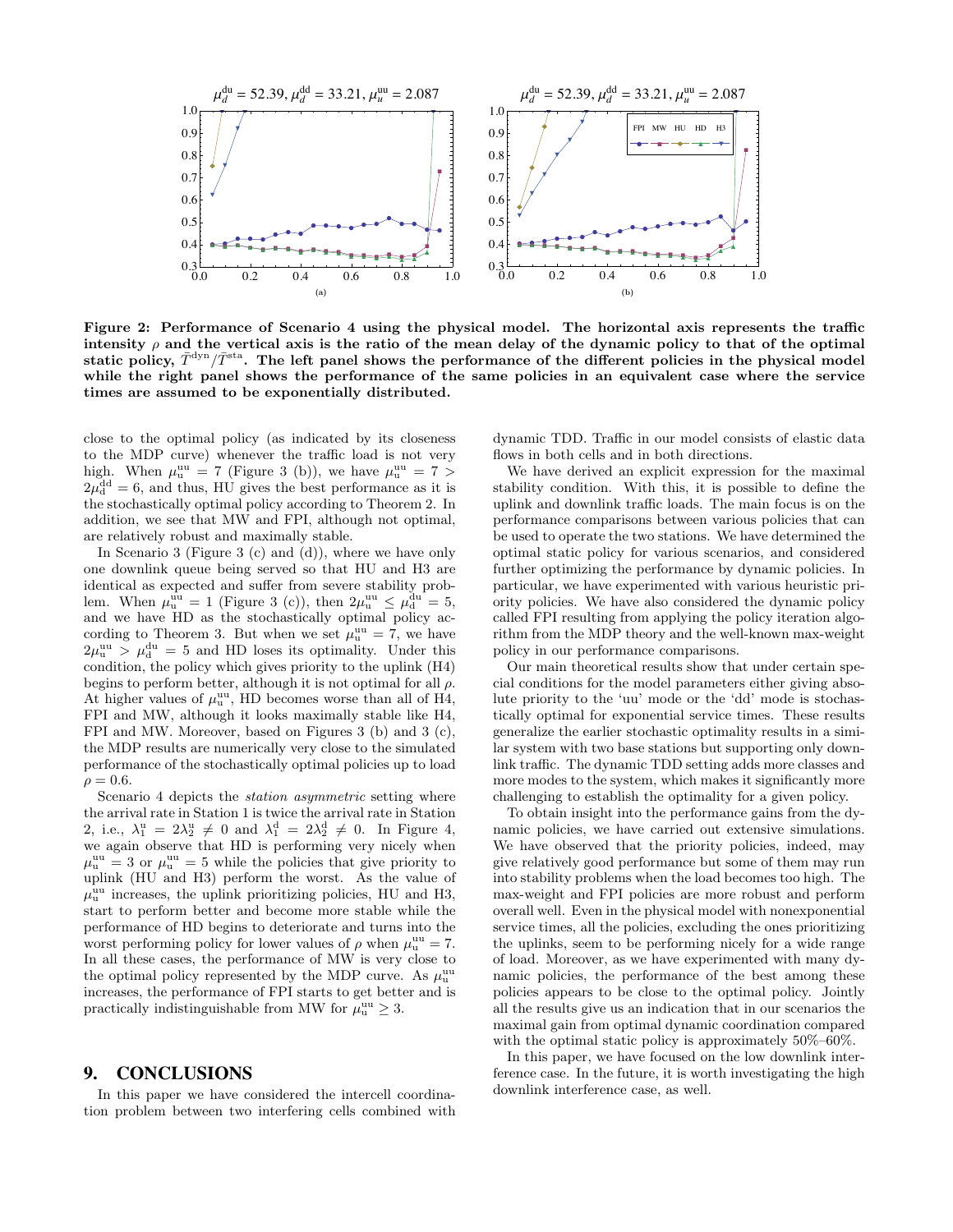$\mu_d^{\rm du} = 52.39, \mu_d^{\rm dd} = 33.21, \mu_u^{\rm uu} = 2.087$

1.0
0.9
0.8
0.7
0.6
0.5
0.4
0.3
0.0 0.2 0.4 0.6 0.8 1.0

(a)

$\mu_d^{\rm du} = 52.39, \mu_d^{\rm dd} = 33.21, \mu_u^{\rm uu} = 2.087$

FPI MW HU HD H3

1.0
0.9
0.8
0.7
0.6
0.5
0.4
0.3
0.0 0.2 0.4 0.6 0.8 1.0

(b)

**Figure 2: Performance of Scenario 4 using the physical model. The horizontal axis represents the traffic intensity $\rho$ and the vertical axis is the ratio of the mean delay of the dynamic policy to that of the optimal static policy, $\bar{T}^{\rm dyn}/\bar{T}^{\rm sta}$. The left panel shows the performance of the different policies in the physical model while the right panel shows the performance of the same policies in an equivalent case where the service times are assumed to be exponentially distributed.**

close to the optimal policy (as indicated by its closeness to the MDP curve) whenever the traffic load is not very high. When $\mu_{\rm u}^{\rm uu} = 7$ (Figure 3 (b)), we have $\mu_{\rm u}^{\rm uu} = 7 > 2\mu_{\rm d}^{\rm dd} = 6$, and thus, HU gives the best performance as it is the stochastically optimal policy according to Theorem 2. In addition, we see that MW and FPI, although not optimal, are relatively robust and maximally stable.

In Scenario 3 (Figure 3 (c) and (d)), where we have only one downlink queue being served so that HU and H3 are identical as expected and suffer from severe stability problem. When $\mu_{\rm u}^{\rm uu} = 1$ (Figure 3 (c)), then $2\mu_{\rm u}^{\rm uu} \le \mu_{\rm d}^{\rm du} = 5$, and we have HD as the stochastically optimal policy according to Theorem 3. But when we set $\mu_{\rm u}^{\rm uu} = 7$, we have $2\mu_{\rm u}^{\rm uu} > \mu_{\rm d}^{\rm du} = 5$ and HD loses its optimality. Under this condition, the policy which gives priority to the uplink (H4) begins to perform better, although it is not optimal for all $\rho$. At higher values of $\mu_{\rm u}^{\rm uu}$, HD becomes worse than all of H4, FPI and MW, although it looks maximally stable like H4, FPI and MW. Moreover, based on Figures 3 (b) and 3 (c), the MDP results are numerically very close to the simulated performance of the stochastically optimal policies up to load $\rho = 0.6$.

Scenario 4 depicts the *station asymmetric* setting where the arrival rate in Station 1 is twice the arrival rate in Station 2, i.e., $\lambda_1^{\rm u} = 2\lambda_2^{\rm u} \neq 0$ and $\lambda_1^{\rm d} = 2\lambda_2^{\rm d} \neq 0$. In Figure 4, we again observe that HD is performing very nicely when $\mu_{\rm u}^{\rm uu} = 3$ or $\mu_{\rm u}^{\rm uu} = 5$ while the policies that give priority to uplink (HU and H3) perform the worst. As the value of $\mu_{\rm u}^{\rm uu}$ increases, the uplink prioritizing policies, HU and H3, start to perform better and become more stable while the performance of HD begins to deteriorate and turns into the worst performing policy for lower values of $\rho$ when $\mu_{\rm u}^{\rm uu} = 7$. In all these cases, the performance of MW is very close to the optimal policy represented by the MDP curve. As $\mu_{\rm u}^{\rm uu}$ increases, the performance of FPI starts to get better and is practically indistinguishable from MW for $\mu_{\rm u}^{\rm uu} \ge 3$.

## 9. CONCLUSIONS

In this paper we have considered the intercell coordination problem between two interfering cells combined with dynamic TDD. Traffic in our model consists of elastic data flows in both cells and in both directions.

We have derived an explicit expression for the maximal stability condition. With this, it is possible to define the uplink and downlink traffic loads. The main focus is on the performance comparisons between various policies that can be used to operate the two stations. We have determined the optimal static policy for various scenarios, and considered further optimizing the performance by dynamic policies. In particular, we have experimented with various heuristic priority policies. We have also considered the dynamic policy called FPI resulting from applying the policy iteration algorithm from the MDP theory and the well-known max-weight policy in our performance comparisons.

Our main theoretical results show that under certain special conditions for the model parameters either giving absolute priority to the 'uu' mode or the 'dd' mode is stochastically optimal for exponential service times. These results generalize the earlier stochastic optimality results in a similar system with two base stations but supporting only downlink traffic. The dynamic TDD setting adds more classes and more modes to the system, which makes it significantly more challenging to establish the optimality for a given policy.

To obtain insight into the performance gains from the dynamic policies, we have carried out extensive simulations. We have observed that the priority policies, indeed, may give relatively good performance but some of them may run into stability problems when the load becomes too high. The max-weight and FPI policies are more robust and perform overall well. Even in the physical model with nonexponential service times, all the policies, excluding the ones prioritizing the uplinks, seem to be performing nicely for a wide range of load. Moreover, as we have experimented with many dynamic policies, the performance of the best among these policies appears to be close to the optimal policy. Jointly all the results give us an indication that in our scenarios the maximal gain from optimal dynamic coordination compared with the optimal static policy is approximately 50%–60%.

In this paper, we have focused on the low downlink interference case. In the future, it is worth investigating the high downlink interference case, as well.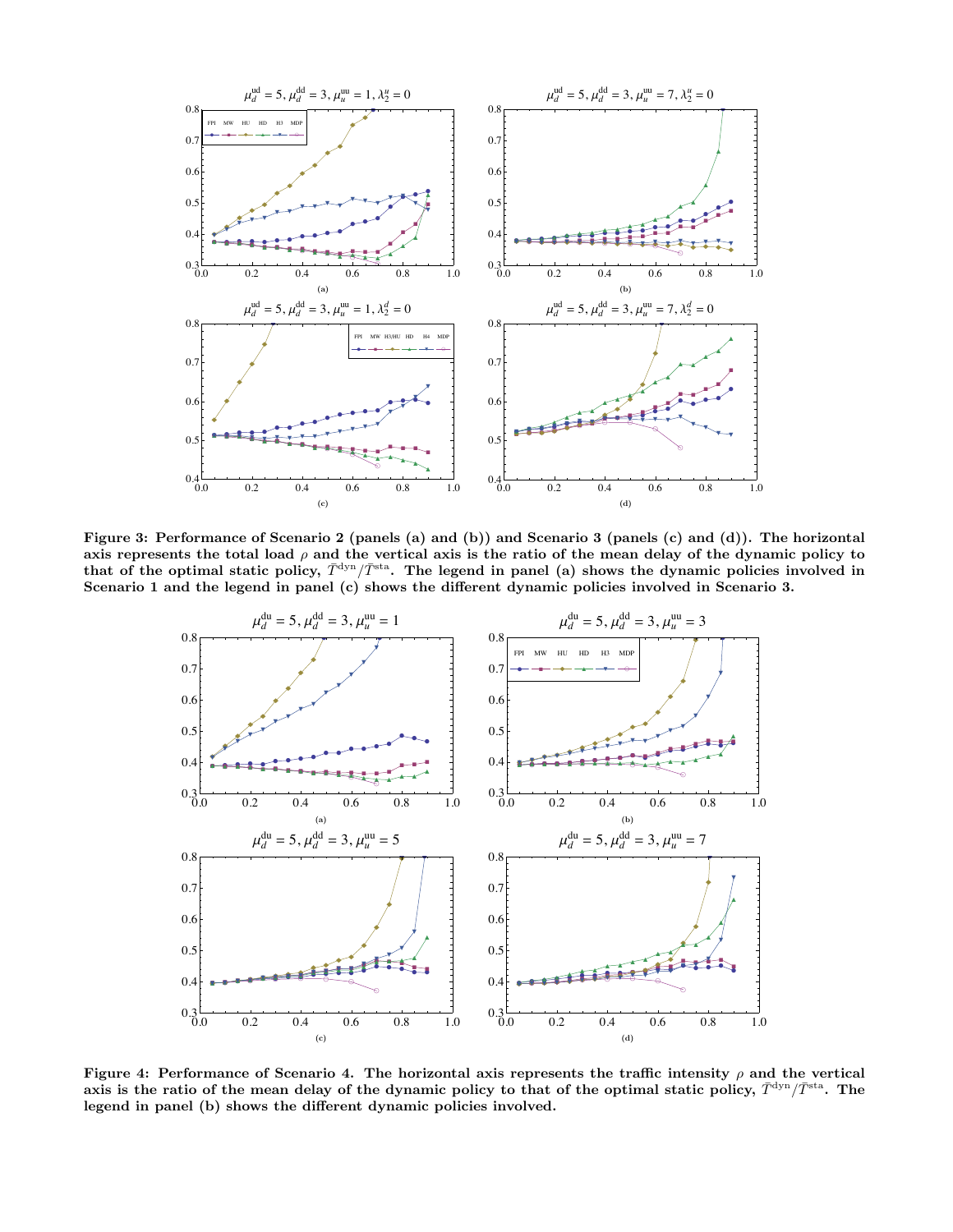Figure 3: Performance of Scenario 2 (panels (a) and (b)) and Scenario 3 (panels (c) and (d)). The horizontal axis represents the total load $\rho$ and the vertical axis is the ratio of the mean delay of the dynamic policy to that of the optimal static policy, $\bar{T}^{\text{dyn}}/\bar{T}^{\text{sta}}$. The legend in panel (a) shows the dynamic policies involved in Scenario 1 and the legend in panel (c) shows the different dynamic policies involved in Scenario 3.

Figure 4: Performance of Scenario 4. The horizontal axis represents the traffic intensity $\rho$ and the vertical axis is the ratio of the mean delay of the dynamic policy to that of the optimal static policy, $\bar{T}^{\text{dyn}}/\bar{T}^{\text{sta}}$. The legend in panel (b) shows the different dynamic policies involved.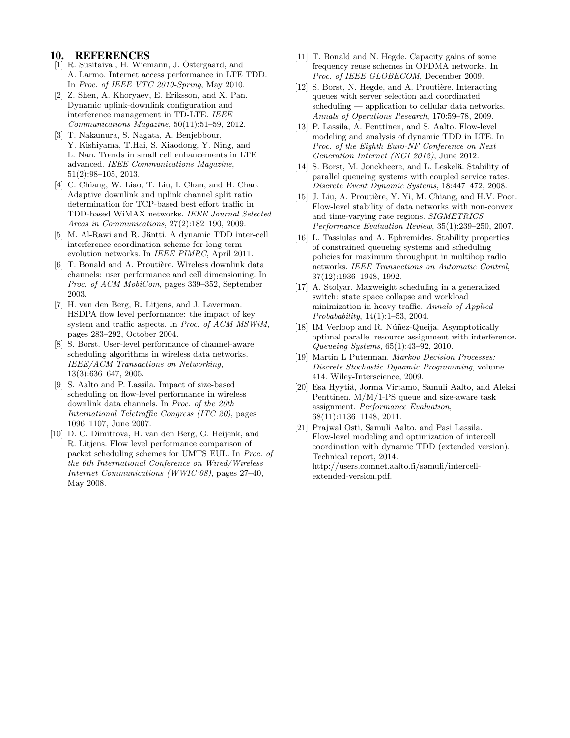## 10. REFERENCES

[1] R. Susitaival, H. Wiemann, J. Östergaard, and A. Larmo. Internet access performance in LTE TDD. In *Proc. of IEEE VTC 2010-Spring*, May 2010.

[2] Z. Shen, A. Khoryaev, E. Eriksson, and X. Pan. Dynamic uplink-downlink configuration and interference management in TD-LTE. *IEEE Communications Magazine*, 50(11):51–59, 2012.

[3] T. Nakamura, S. Nagata, A. Benjebbour, Y. Kishiyama, T.Hai, S. Xiaodong, Y. Ning, and L. Nan. Trends in small cell enhancements in LTE advanced. *IEEE Communications Magazine*, 51(2):98–105, 2013.

[4] C. Chiang, W. Liao, T. Liu, I. Chan, and H. Chao. Adaptive downlink and uplink channel split ratio determination for TCP-based best effort traffic in TDD-based WiMAX networks. *IEEE Journal Selected Areas in Communications*, 27(2):182–190, 2009.

[5] M. Al-Rawi and R. Jäntti. A dynamic TDD inter-cell interference coordination scheme for long term evolution networks. In *IEEE PIMRC*, April 2011.

[6] T. Bonald and A. Proutière. Wireless downlink data channels: user performance and cell dimensioning. In *Proc. of ACM MobiCom*, pages 339–352, September 2003.

[7] H. van den Berg, R. Litjens, and J. Laverman. HSDPA flow level performance: the impact of key system and traffic aspects. In *Proc. of ACM MSWiM*, pages 283–292, October 2004.

[8] S. Borst. User-level performance of channel-aware scheduling algorithms in wireless data networks. *IEEE/ACM Transactions on Networking*, 13(3):636–647, 2005.

[9] S. Aalto and P. Lassila. Impact of size-based scheduling on flow-level performance in wireless downlink data channels. In *Proc. of the 20th International Teletraffic Congress (ITC 20)*, pages 1096–1107, June 2007.

[10] D. C. Dimitrova, H. van den Berg, G. Heijenk, and R. Litjens. Flow level performance comparison of packet scheduling schemes for UMTS EUL. In *Proc. of the 6th International Conference on Wired/Wireless Internet Communications (WWIC'08)*, pages 27–40, May 2008.

[11] T. Bonald and N. Hegde. Capacity gains of some frequency reuse schemes in OFDMA networks. In *Proc. of IEEE GLOBECOM*, December 2009.

[12] S. Borst, N. Hegde, and A. Proutière. Interacting queues with server selection and coordinated scheduling — application to cellular data networks. *Annals of Operations Research*, 170:59–78, 2009.

[13] P. Lassila, A. Penttinen, and S. Aalto. Flow-level modeling and analysis of dynamic TDD in LTE. In *Proc. of the Eighth Euro-NF Conference on Next Generation Internet (NGI 2012)*, June 2012.

[14] S. Borst, M. Jonckheere, and L. Leskelä. Stability of parallel queueing systems with coupled service rates. *Discrete Event Dynamic Systems*, 18:447–472, 2008.

[15] J. Liu, A. Proutière, Y. Yi, M. Chiang, and H.V. Poor. Flow-level stability of data networks with non-convex and time-varying rate regions. *SIGMETRICS Performance Evaluation Review*, 35(1):239–250, 2007.

[16] L. Tassiulas and A. Ephremides. Stability properties of constrained queueing systems and scheduling policies for maximum throughput in multihop radio networks. *IEEE Transactions on Automatic Control*, 37(12):1936–1948, 1992.

[17] A. Stolyar. Maxweight scheduling in a generalized switch: state space collapse and workload minimization in heavy traffic. *Annals of Applied Probabability*, 14(1):1–53, 2004.

[18] IM Verloop and R. Núñez-Queija. Asymptotically optimal parallel resource assignment with interference. *Queueing Systems*, 65(1):43–92, 2010.

[19] Martin L Puterman. *Markov Decision Processes: Discrete Stochastic Dynamic Programming*, volume 414. Wiley-Interscience, 2009.

[20] Esa Hyytiä, Jorma Virtamo, Samuli Aalto, and Aleksi Penttinen. M/M/1-PS queue and size-aware task assignment. *Performance Evaluation*, 68(11):1136–1148, 2011.

[21] Prajwal Osti, Samuli Aalto, and Pasi Lassila. Flow-level modeling and optimization of intercell coordination with dynamic TDD (extended version). Technical report, 2014. http://users.comnet.aalto.fi/samuli/intercell-extended-version.pdf.